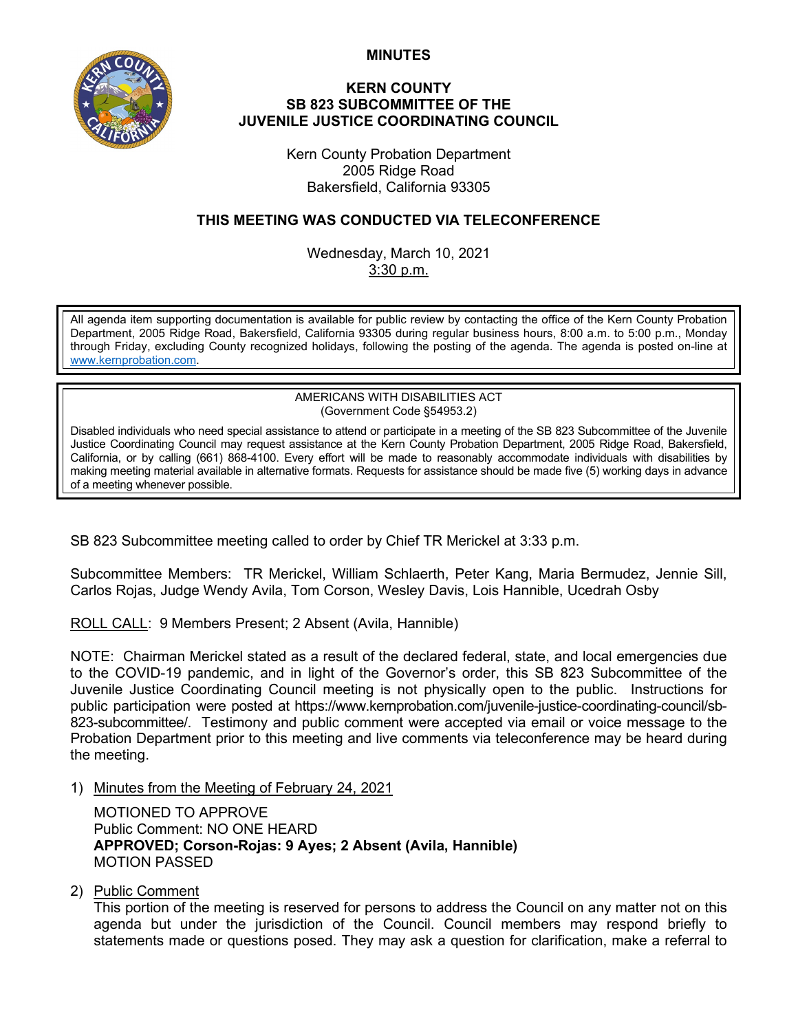# MINUTES

## KERN COUNTY
## SB 823 SUBCOMMITTEE OF THE
## JUVENILE JUSTICE COORDINATING COUNCIL

Kern County Probation Department
2005 Ridge Road
Bakersfield, California 93305

**THIS MEETING WAS CONDUCTED VIA TELECONFERENCE**

Wednesday, March 10, 2021
3:30 p.m.

> All agenda item supporting documentation is available for public review by contacting the office of the Kern County Probation Department, 2005 Ridge Road, Bakersfield, California 93305 during regular business hours, 8:00 a.m. to 5:00 p.m., Monday through Friday, excluding County recognized holidays, following the posting of the agenda. The agenda is posted on-line at www.kernprobation.com.

> AMERICANS WITH DISABILITIES ACT
> (Government Code §54953.2)
>
> Disabled individuals who need special assistance to attend or participate in a meeting of the SB 823 Subcommittee of the Juvenile Justice Coordinating Council may request assistance at the Kern County Probation Department, 2005 Ridge Road, Bakersfield, California, or by calling (661) 868-4100. Every effort will be made to reasonably accommodate individuals with disabilities by making meeting material available in alternative formats. Requests for assistance should be made five (5) working days in advance of a meeting whenever possible.

SB 823 Subcommittee meeting called to order by Chief TR Merickel at 3:33 p.m.

Subcommittee Members: TR Merickel, William Schlaerth, Peter Kang, Maria Bermudez, Jennie Sill, Carlos Rojas, Judge Wendy Avila, Tom Corson, Wesley Davis, Lois Hannible, Ucedrah Osby

ROLL CALL: 9 Members Present; 2 Absent (Avila, Hannible)

NOTE: Chairman Merickel stated as a result of the declared federal, state, and local emergencies due to the COVID-19 pandemic, and in light of the Governor's order, this SB 823 Subcommittee of the Juvenile Justice Coordinating Council meeting is not physically open to the public. Instructions for public participation were posted at https://www.kernprobation.com/juvenile-justice-coordinating-council/sb-823-subcommittee/. Testimony and public comment were accepted via email or voice message to the Probation Department prior to this meeting and live comments via teleconference may be heard during the meeting.

1) Minutes from the Meeting of February 24, 2021

   MOTIONED TO APPROVE
   Public Comment: NO ONE HEARD
   **APPROVED; Corson-Rojas: 9 Ayes; 2 Absent (Avila, Hannible)**
   MOTION PASSED

2) Public Comment
   This portion of the meeting is reserved for persons to address the Council on any matter not on this agenda but under the jurisdiction of the Council. Council members may respond briefly to statements made or questions posed. They may ask a question for clarification, make a referral to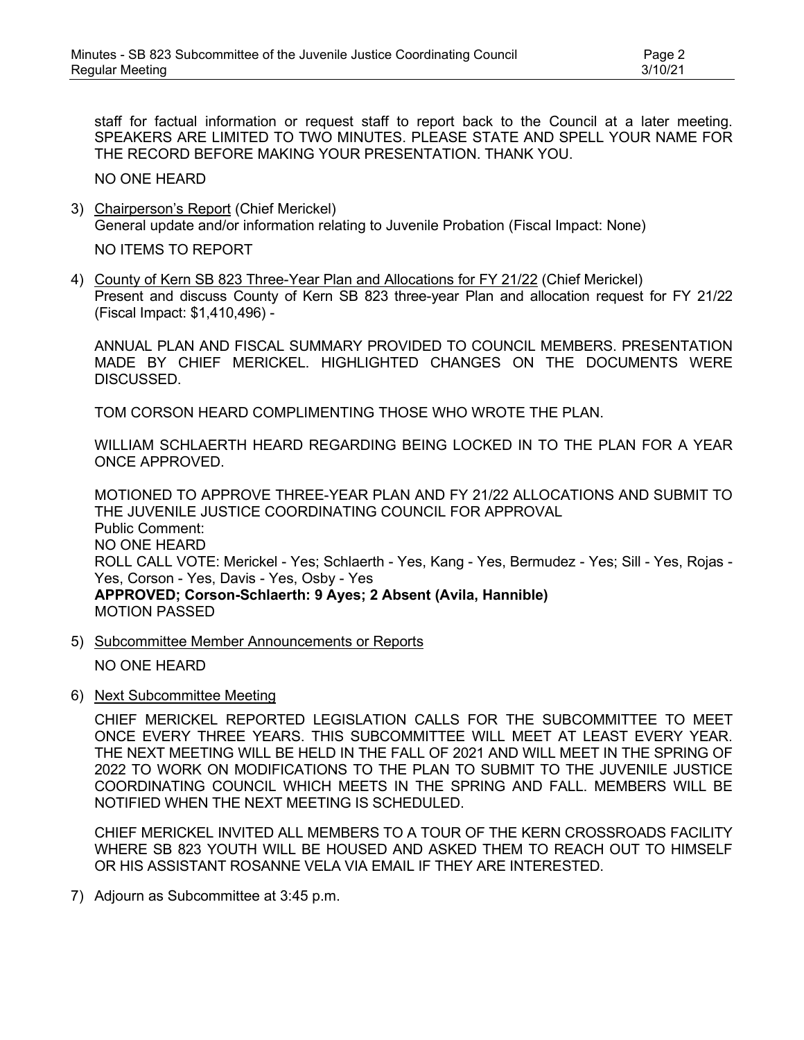staff for factual information or request staff to report back to the Council at a later meeting. SPEAKERS ARE LIMITED TO TWO MINUTES. PLEASE STATE AND SPELL YOUR NAME FOR THE RECORD BEFORE MAKING YOUR PRESENTATION. THANK YOU.

NO ONE HEARD

3) Chairperson's Report (Chief Merickel)
General update and/or information relating to Juvenile Probation (Fiscal Impact: None)

NO ITEMS TO REPORT

4) County of Kern SB 823 Three-Year Plan and Allocations for FY 21/22 (Chief Merickel)
Present and discuss County of Kern SB 823 three-year Plan and allocation request for FY 21/22 (Fiscal Impact: $1,410,496) -

ANNUAL PLAN AND FISCAL SUMMARY PROVIDED TO COUNCIL MEMBERS. PRESENTATION MADE BY CHIEF MERICKEL. HIGHLIGHTED CHANGES ON THE DOCUMENTS WERE DISCUSSED.

TOM CORSON HEARD COMPLIMENTING THOSE WHO WROTE THE PLAN.

WILLIAM SCHLAERTH HEARD REGARDING BEING LOCKED IN TO THE PLAN FOR A YEAR ONCE APPROVED.

MOTIONED TO APPROVE THREE-YEAR PLAN AND FY 21/22 ALLOCATIONS AND SUBMIT TO THE JUVENILE JUSTICE COORDINATING COUNCIL FOR APPROVAL
Public Comment:
NO ONE HEARD
ROLL CALL VOTE: Merickel - Yes; Schlaerth - Yes, Kang - Yes, Bermudez - Yes; Sill - Yes, Rojas - Yes, Corson - Yes, Davis - Yes, Osby - Yes
**APPROVED; Corson-Schlaerth: 9 Ayes; 2 Absent (Avila, Hannible)**
MOTION PASSED

5) Subcommittee Member Announcements or Reports

NO ONE HEARD

6) Next Subcommittee Meeting

CHIEF MERICKEL REPORTED LEGISLATION CALLS FOR THE SUBCOMMITTEE TO MEET ONCE EVERY THREE YEARS. THIS SUBCOMMITTEE WILL MEET AT LEAST EVERY YEAR. THE NEXT MEETING WILL BE HELD IN THE FALL OF 2021 AND WILL MEET IN THE SPRING OF 2022 TO WORK ON MODIFICATIONS TO THE PLAN TO SUBMIT TO THE JUVENILE JUSTICE COORDINATING COUNCIL WHICH MEETS IN THE SPRING AND FALL. MEMBERS WILL BE NOTIFIED WHEN THE NEXT MEETING IS SCHEDULED.

CHIEF MERICKEL INVITED ALL MEMBERS TO A TOUR OF THE KERN CROSSROADS FACILITY WHERE SB 823 YOUTH WILL BE HOUSED AND ASKED THEM TO REACH OUT TO HIMSELF OR HIS ASSISTANT ROSANNE VELA VIA EMAIL IF THEY ARE INTERESTED.

7) Adjourn as Subcommittee at 3:45 p.m.